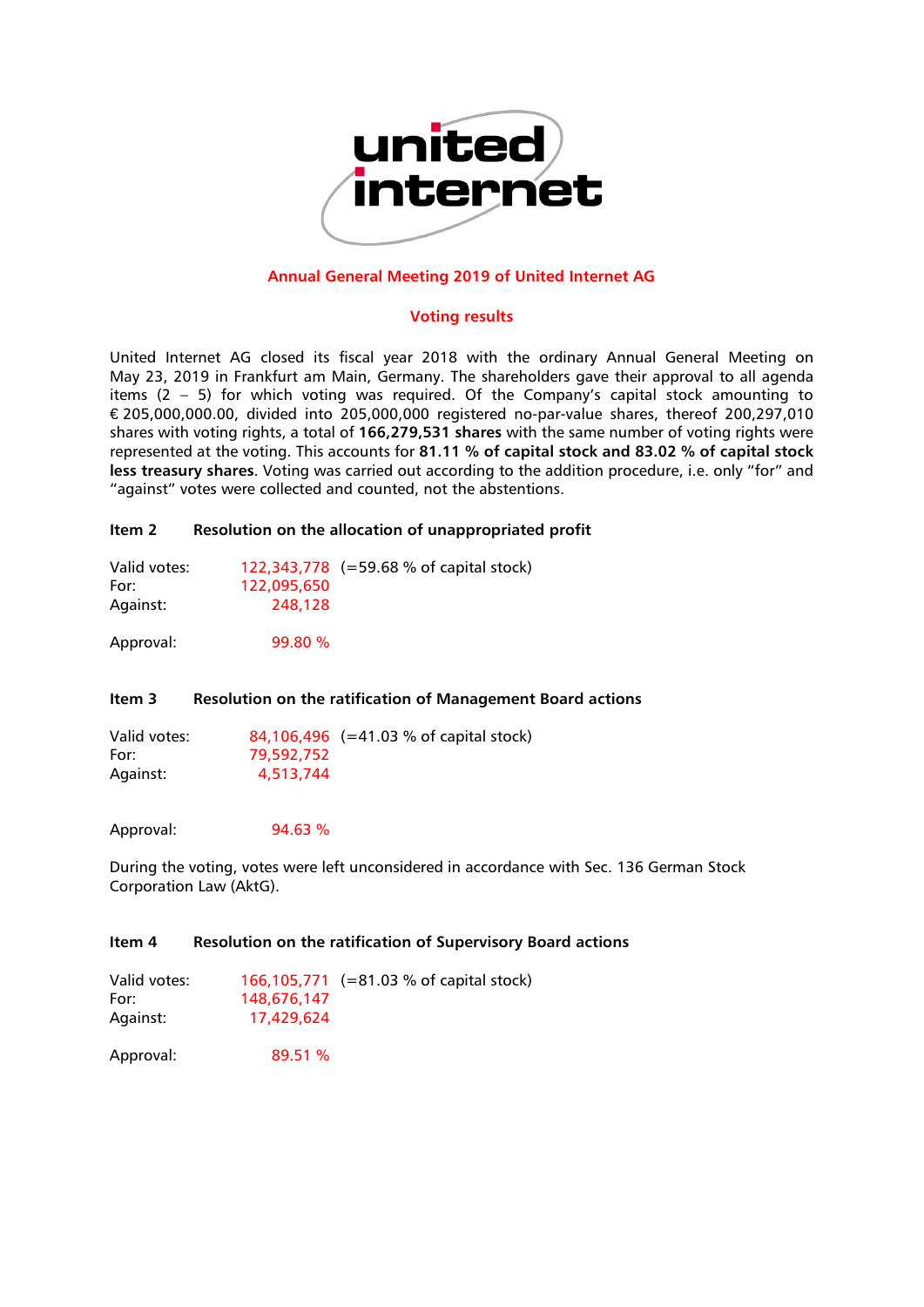## Annual General Meeting 2019 of United Internet AG

### Voting results

United Internet AG closed its fiscal year 2018 with the ordinary Annual General Meeting on May 23, 2019 in Frankfurt am Main, Germany. The shareholders gave their approval to all agenda items (2 – 5) for which voting was required. Of the Company's capital stock amounting to € 205,000,000.00, divided into 205,000,000 registered no-par-value shares, thereof 200,297,010 shares with voting rights, a total of **166,279,531 shares** with the same number of voting rights were represented at the voting. This accounts for **81.11 % of capital stock and 83.02 % of capital stock less treasury shares**. Voting was carried out according to the addition procedure, i.e. only "for" and "against" votes were collected and counted, not the abstentions.

**Item 2 Resolution on the allocation of unappropriated profit**

| | | |
|---|---|---|
| Valid votes: | 122,343,778 | (=59.68 % of capital stock) |
| For: | 122,095,650 | |
| Against: | 248,128 | |
| Approval: | 99.80 % | |

**Item 3 Resolution on the ratification of Management Board actions**

| | | |
|---|---|---|
| Valid votes: | 84,106,496 | (=41.03 % of capital stock) |
| For: | 79,592,752 | |
| Against: | 4,513,744 | |
| Approval: | 94.63 % | |

During the voting, votes were left unconsidered in accordance with Sec. 136 German Stock Corporation Law (AktG).

**Item 4 Resolution on the ratification of Supervisory Board actions**

| | | |
|---|---|---|
| Valid votes: | 166,105,771 | (=81.03 % of capital stock) |
| For: | 148,676,147 | |
| Against: | 17,429,624 | |
| Approval: | 89.51 % | |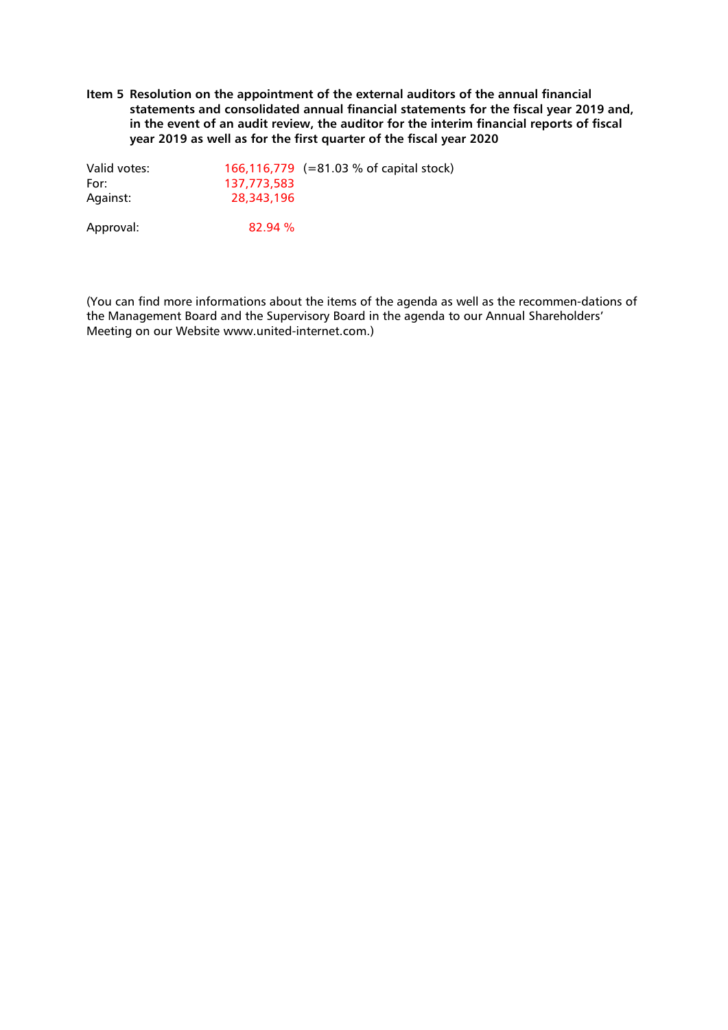**Item 5 Resolution on the appointment of the external auditors of the annual financial statements and consolidated annual financial statements for the fiscal year 2019 and, in the event of an audit review, the auditor for the interim financial reports of fiscal year 2019 as well as for the first quarter of the fiscal year 2020**

| | | |
|---|---|---|
| Valid votes: | 166,116,779 | (=81.03 % of capital stock) |
| For: | 137,773,583 | |
| Against: | 28,343,196 | |
| | | |
| Approval: | 82.94 % | |

(You can find more informations about the items of the agenda as well as the recommen-dations of the Management Board and the Supervisory Board in the agenda to our Annual Shareholders' Meeting on our Website www.united-internet.com.)